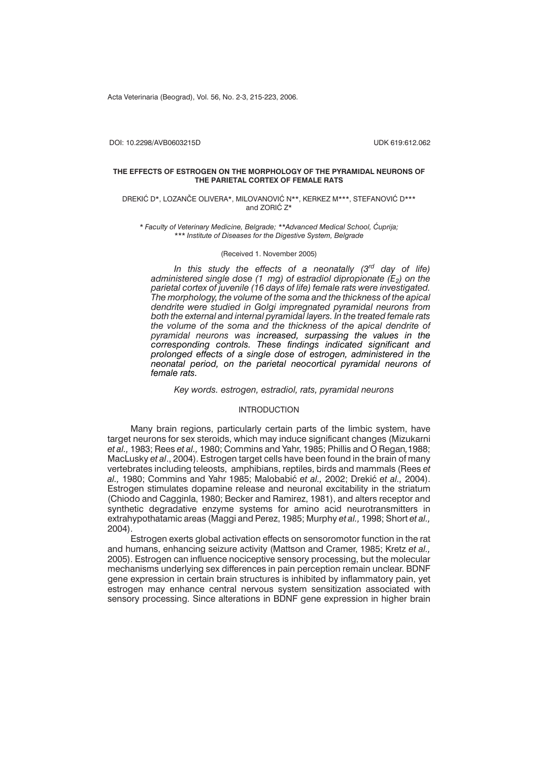DOI: 10.2298/AVB0603215D UDK 619:612.062

# THE EFFECTS OF ESTROGEN ON THE MORPHOLOGY OF THE PYRAMIDAL NEURONS OF THE PARIETAL CORTEX OF FEMALE RATS

DREKIĆ D*, LOZANČE OLIVERA*, MILOVANOVIĆ N**, KERKEZ M***, STEFANOVIĆ D*** and ZORIĆ Z*

*\* Faculty of Veterinary Medicine, Belgrade; \*\*Advanced Medical School, Ćuprija; \*\*\* Institute of Diseases for the Digestive System, Belgrade*

(Received 1. November 2005)

*In this study the effects of a neonatally (3rd day of life) administered single dose (1 mg) of estradiol dipropionate ($E_2$) on the parietal cortex of juvenile (16 days of life) female rats were investigated. The morphology, the volume of the soma and the thickness of the apical dendrite were studied in Golgi impregnated pyramidal neurons from both the external and internal pyramidal layers. In the treated female rats the volume of the soma and the thickness of the apical dendrite of pyramidal neurons was increased, surpassing the values in the corresponding controls. These findings indicated significant and prolonged effects of a single dose of estrogen, administered in the neonatal period, on the parietal neocortical pyramidal neurons of female rats.*

*Key words. estrogen, estradiol, rats, pyramidal neurons*

## INTRODUCTION

Many brain regions, particularly certain parts of the limbic system, have target neurons for sex steroids, which may induce significant changes (Mizukarni *et al.,* 1983; Rees *et al.,* 1980; Commins and Yahr, 1985; Phillis and O Regan,1988; MacLusky *et al*., 2004). Estrogen target cells have been found in the brain of many vertebrates including teleosts, amphibians, reptiles, birds and mammals (Rees *et al.,* 1980; Commins and Yahr 1985; Malobabić *et al.,* 2002; Drekić *et al.,* 2004). Estrogen stimulates dopamine release and neuronal excitability in the striatum (Chiodo and Cagginla, 1980; Becker and Ramirez, 1981), and alters receptor and synthetic degradative enzyme systems for amino acid neurotransmitters in extrahypothatamic areas (Maggi and Perez, 1985; Murphy *et al.,* 1998; Short *et al.,* 2004).

Estrogen exerts global activation effects on sensoromotor function in the rat and humans, enhancing seizure activity (Mattson and Cramer, 1985; Kretz *et al.,* 2005). Estrogen can influence nociceptive sensory processing, but the molecular mechanisms underlying sex differences in pain perception remain unclear. BDNF gene expression in certain brain structures is inhibited by inflammatory pain, yet estrogen may enhance central nervous system sensitization associated with sensory processing. Since alterations in BDNF gene expression in higher brain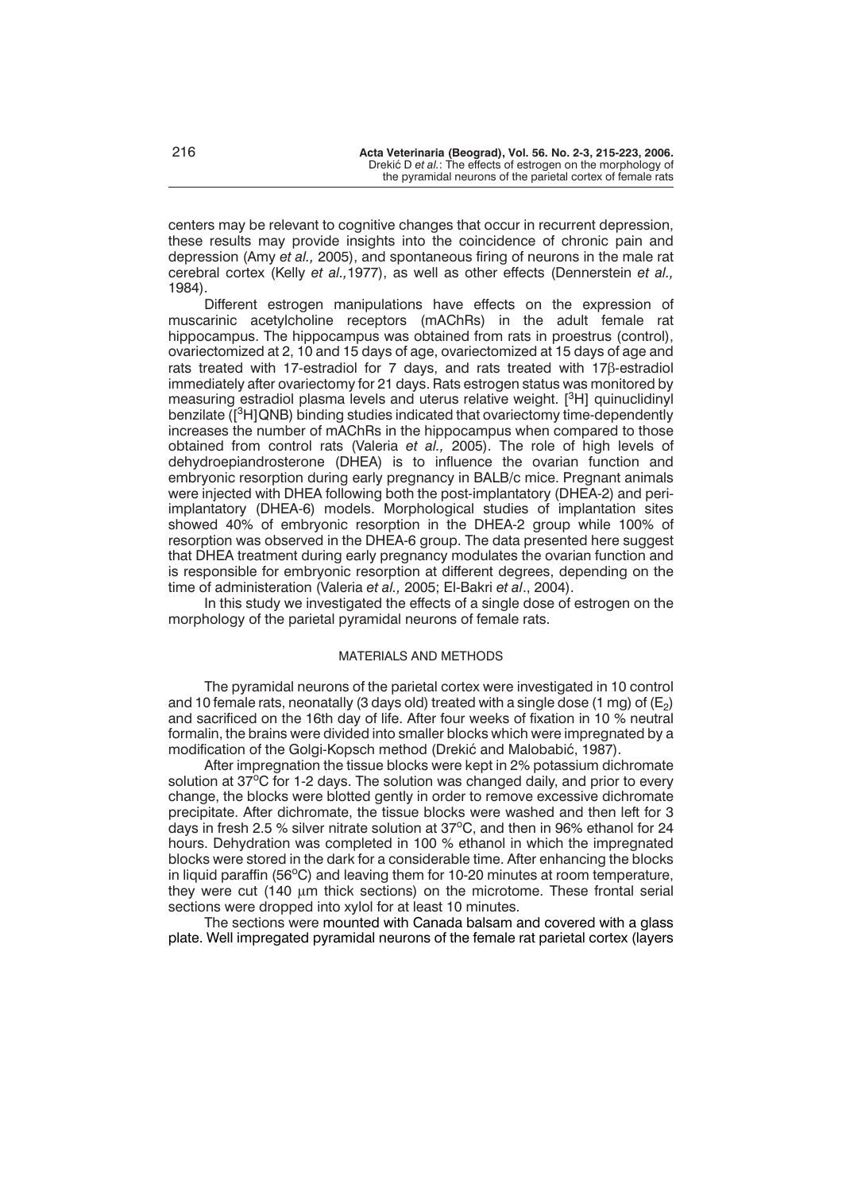centers may be relevant to cognitive changes that occur in recurrent depression, these results may provide insights into the coincidence of chronic pain and depression (Amy *et al.,* 2005), and spontaneous firing of neurons in the male rat cerebral cortex (Kelly *et al.,*1977), as well as other effects (Dennerstein *et al.,* 1984).

Different estrogen manipulations have effects on the expression of muscarinic acetylcholine receptors (mAChRs) in the adult female rat hippocampus. The hippocampus was obtained from rats in proestrus (control), ovariectomized at 2, 10 and 15 days of age, ovariectomized at 15 days of age and rats treated with 17-estradiol for 7 days, and rats treated with 17β-estradiol immediately after ovariectomy for 21 days. Rats estrogen status was monitored by measuring estradiol plasma levels and uterus relative weight. [$^3$H] quinuclidinyl benzilate ([$^3$H]QNB) binding studies indicated that ovariectomy time-dependently increases the number of mAChRs in the hippocampus when compared to those obtained from control rats (Valeria *et al.,* 2005). The role of high levels of dehydroepiandrosterone (DHEA) is to influence the ovarian function and embryonic resorption during early pregnancy in BALB/c mice. Pregnant animals were injected with DHEA following both the post-implantatory (DHEA-2) and peri-implantatory (DHEA-6) models. Morphological studies of implantation sites showed 40% of embryonic resorption in the DHEA-2 group while 100% of resorption was observed in the DHEA-6 group. The data presented here suggest that DHEA treatment during early pregnancy modulates the ovarian function and is responsible for embryonic resorption at different degrees, depending on the time of administeration (Valeria *et al.,* 2005; El-Bakri *et al*., 2004).

In this study we investigated the effects of a single dose of estrogen on the morphology of the parietal pyramidal neurons of female rats.

## MATERIALS AND METHODS

The pyramidal neurons of the parietal cortex were investigated in 10 control and 10 female rats, neonatally (3 days old) treated with a single dose (1 mg) of ($E_2$) and sacrificed on the 16th day of life. After four weeks of fixation in 10 % neutral formalin, the brains were divided into smaller blocks which were impregnated by a modification of the Golgi-Kopsch method (Drekić and Malobabić, 1987).

After impregnation the tissue blocks were kept in 2% potassium dichromate solution at 37°C for 1-2 days. The solution was changed daily, and prior to every change, the blocks were blotted gently in order to remove excessive dichromate precipitate. After dichromate, the tissue blocks were washed and then left for 3 days in fresh 2.5 % silver nitrate solution at 37°C, and then in 96% ethanol for 24 hours. Dehydration was completed in 100 % ethanol in which the impregnated blocks were stored in the dark for a considerable time. After enhancing the blocks in liquid paraffin (56°C) and leaving them for 10-20 minutes at room temperature, they were cut (140 μm thick sections) on the microtome. These frontal serial sections were dropped into xylol for at least 10 minutes.

The sections were mounted with Canada balsam and covered with a glass plate. Well impregated pyramidal neurons of the female rat parietal cortex (layers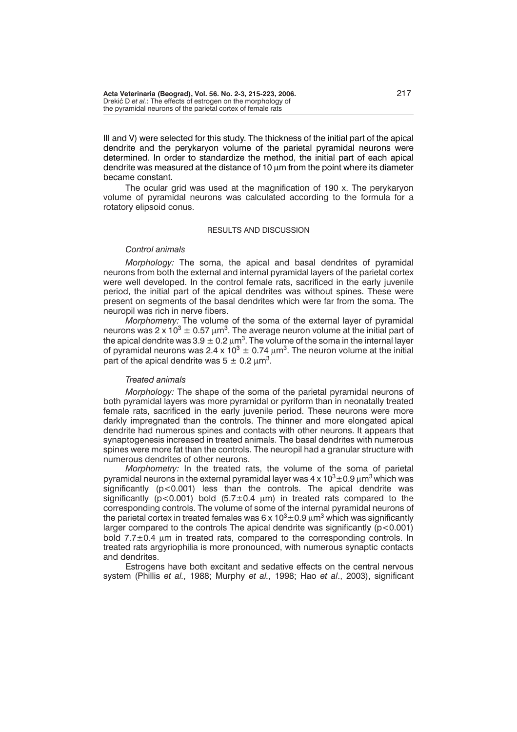III and V) were selected for this study. The thickness of the initial part of the apical dendrite and the perykaryon volume of the parietal pyramidal neurons were determined. In order to standardize the method, the initial part of each apical dendrite was measured at the distance of 10 μm from the point where its diameter became constant.

The ocular grid was used at the magnification of 190 x. The perykaryon volume of pyramidal neurons was calculated according to the formula for a rotatory elipsoid conus.

## RESULTS AND DISCUSSION

### *Control animals*

*Morphology:* The soma, the apical and basal dendrites of pyramidal neurons from both the external and internal pyramidal layers of the parietal cortex were well developed. In the control female rats, sacrificed in the early juvenile period, the initial part of the apical dendrites was without spines. These were present on segments of the basal dendrites which were far from the soma. The neuropil was rich in nerve fibers.

*Morphometry:* The volume of the soma of the external layer of pyramidal neurons was $2 \times 10^3 \pm 0.57\ \mu m^3$. The average neuron volume at the initial part of the apical dendrite was $3.9 \pm 0.2\ \mu m^3$. The volume of the soma in the internal layer of pyramidal neurons was $2.4 \times 10^3 \pm 0.74\ \mu m^3$. The neuron volume at the initial part of the apical dendrite was $5 \pm 0.2\ \mu m^3$.

### *Treated animals*

*Morphology:* The shape of the soma of the parietal pyramidal neurons of both pyramidal layers was more pyramidal or pyriform than in neonatally treated female rats, sacrificed in the early juvenile period. These neurons were more darkly impregnated than the controls. The thinner and more elongated apical dendrite had numerous spines and contacts with other neurons. It appears that synaptogenesis increased in treated animals. The basal dendrites with numerous spines were more fat than the controls. The neuropil had a granular structure with numerous dendrites of other neurons.

*Morphometry:* In the treated rats, the volume of the soma of parietal pyramidal neurons in the external pyramidal layer was $4 \times 10^3 \pm 0.9\ \mu m^3$ which was significantly ($p<0.001$) less than the controls. The apical dendrite was significantly ($p<0.001$) bold ($5.7 \pm 0.4\ \mu m$) in treated rats compared to the corresponding controls. The volume of some of the internal pyramidal neurons of the parietal cortex in treated females was $6 \times 10^3 \pm 0.9\ \mu m^3$ which was significantly larger compared to the controls The apical dendrite was significantly ($p<0.001$) bold $7.7 \pm 0.4\ \mu m$ in treated rats, compared to the corresponding controls. In treated rats argyriophilia is more pronounced, with numerous synaptic contacts and dendrites.

Estrogens have both excitant and sedative effects on the central nervous system (Phillis *et al.,* 1988; Murphy *et al.,* 1998; Hao *et al*., 2003), significant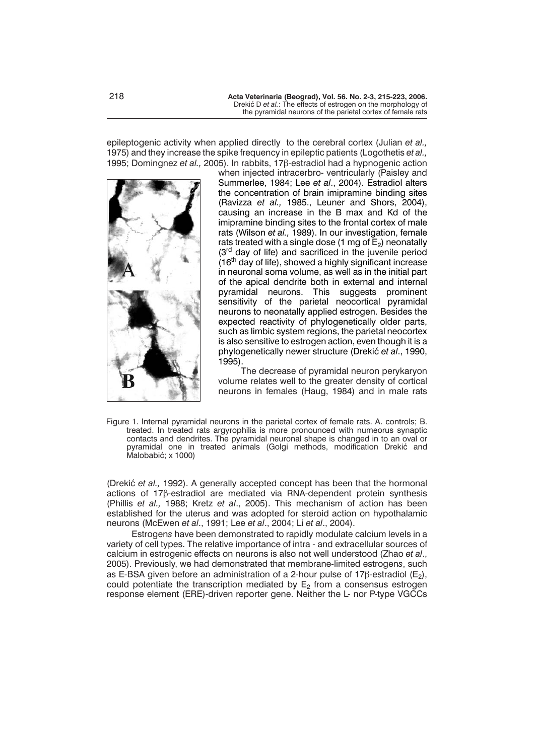epileptogenic activity when applied directly to the cerebral cortex (Julian *et al.,* 1975) and they increase the spike frequency in epileptic patients (Logothetis *et al.,* 1995; Domingnez *et al.,* 2005). In rabbits, 17β-estradiol had a hypnogenic action when injected intracerbro- ventricularly (Paisley and Summerlee, 1984; Lee *et al*., 2004). Estradiol alters the concentration of brain imipramine binding sites (Ravizza *et al.,* 1985., Leuner and Shors, 2004), causing an increase in the B max and Kd of the imipramine binding sites to the frontal cortex of male rats (Wilson *et al.,* 1989). In our investigation, female rats treated with a single dose (1 mg of $E_2$) neonatally (3rd day of life) and sacrificed in the juvenile period (16th day of life), showed a highly significant increase in neuronal soma volume, as well as in the initial part of the apical dendrite both in external and internal pyramidal neurons. This suggests prominent sensitivity of the parietal neocortical pyramidal neurons to neonatally applied estrogen. Besides the expected reactivity of phylogenetically older parts, such as limbic system regions, the parietal neocortex is also sensitive to estrogen action, even though it is a phylogenetically newer structure (Drekić *et al*., 1990, 1995).

The decrease of pyramidal neuron perykaryon volume relates well to the greater density of cortical neurons in females (Haug, 1984) and in male rats (Drekić *et al.,* 1992). A generally accepted concept has been that the hormonal actions of 17β-estradiol are mediated via RNA-dependent protein synthesis (Phillis *et al.,* 1988; Kretz *et al*., 2005). This mechanism of action has been established for the uterus and was adopted for steroid action on hypothalamic neurons (McEwen *et al*., 1991; Lee *et al*., 2004; Li *et al*., 2004).

Figure 1. Internal pyramidal neurons in the parietal cortex of female rats. A. controls; B. treated. In treated rats argyrophilia is more pronounced with numeorus synaptic contacts and dendrites. The pyramidal neuronal shape is changed in to an oval or pyramidal one in treated animals (Golgi methods, modification Drekić and Malobabić; x 1000)

Estrogens have been demonstrated to rapidly modulate calcium levels in a variety of cell types. The relative importance of intra - and extracellular sources of calcium in estrogenic effects on neurons is also not well understood (Zhao *et al*., 2005). Previously, we had demonstrated that membrane-limited estrogens, such as E-BSA given before an administration of a 2-hour pulse of 17β-estradiol ($E_2$), could potentiate the transcription mediated by $E_2$ from a consensus estrogen response element (ERE)-driven reporter gene. Neither the L- nor P-type VGCCs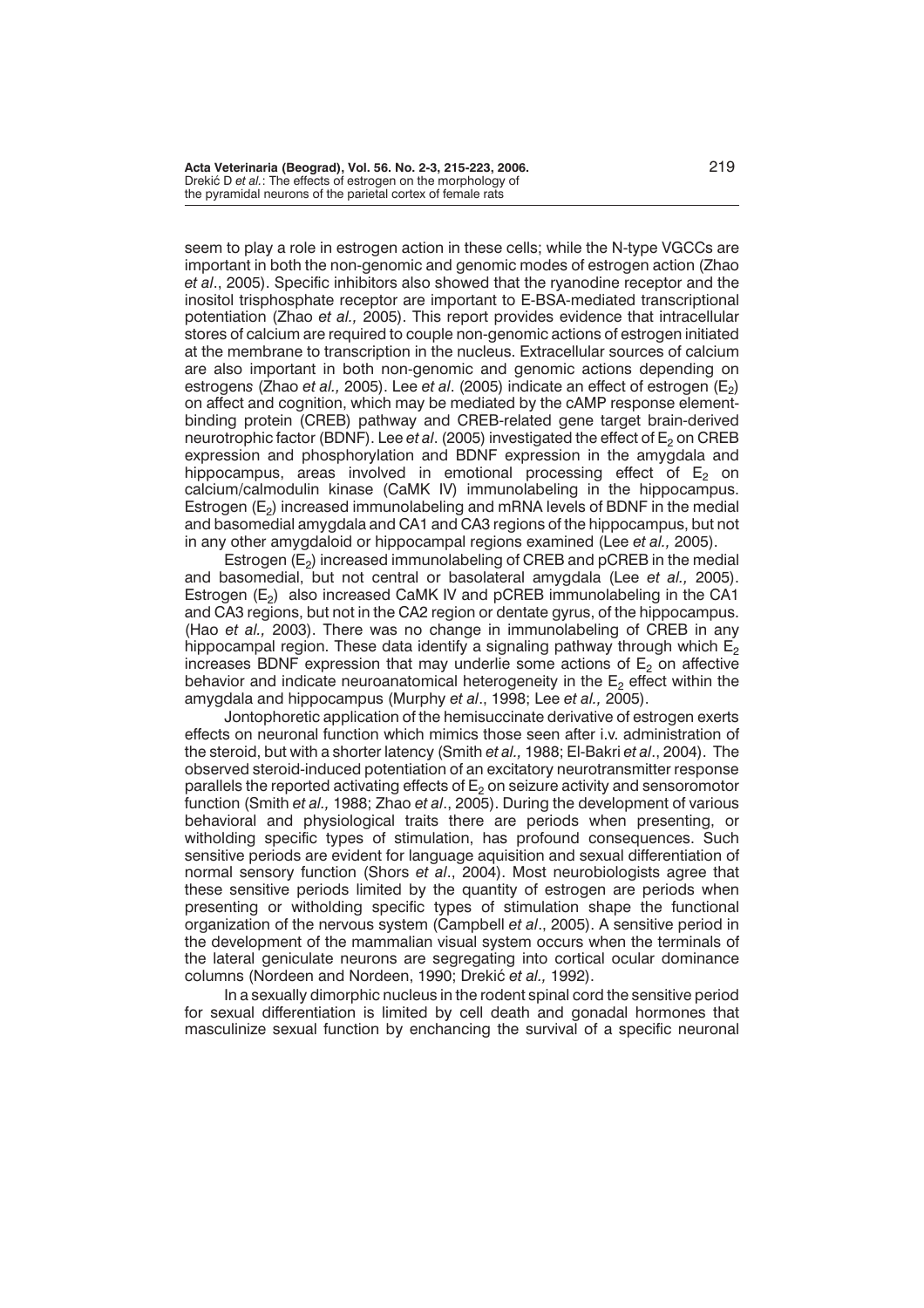seem to play a role in estrogen action in these cells; while the N-type VGCCs are important in both the non-genomic and genomic modes of estrogen action (Zhao *et al*., 2005). Specific inhibitors also showed that the ryanodine receptor and the inositol trisphosphate receptor are important to E-BSA-mediated transcriptional potentiation (Zhao *et al.,* 2005). This report provides evidence that intracellular stores of calcium are required to couple non-genomic actions of estrogen initiated at the membrane to transcription in the nucleus. Extracellular sources of calcium are also important in both non-genomic and genomic actions depending on estrogens (Zhao *et al.,* 2005). Lee *et al*. (2005) indicate an effect of estrogen ($E_2$) on affect and cognition, which may be mediated by the cAMP response element-binding protein (CREB) pathway and CREB-related gene target brain-derived neurotrophic factor (BDNF). Lee *et al*. (2005) investigated the effect of $E_2$ on CREB expression and phosphorylation and BDNF expression in the amygdala and hippocampus, areas involved in emotional processing effect of $E_2$ on calcium/calmodulin kinase (CaMK IV) immunolabeling in the hippocampus. Estrogen ($E_2$) increased immunolabeling and mRNA levels of BDNF in the medial and basomedial amygdala and CA1 and CA3 regions of the hippocampus, but not in any other amygdaloid or hippocampal regions examined (Lee *et al.,* 2005).

Estrogen ($E_2$) increased immunolabeling of CREB and pCREB in the medial and basomedial, but not central or basolateral amygdala (Lee *et al.,* 2005). Estrogen ($E_2$) also increased CaMK IV and pCREB immunolabeling in the CA1 and CA3 regions, but not in the CA2 region or dentate gyrus, of the hippocampus. (Hao *et al.,* 2003). There was no change in immunolabeling of CREB in any hippocampal region. These data identify a signaling pathway through which $E_2$ increases BDNF expression that may underlie some actions of $E_2$ on affective behavior and indicate neuroanatomical heterogeneity in the $E_2$ effect within the amygdala and hippocampus (Murphy *et al*., 1998; Lee *et al.,* 2005).

Jontophoretic application of the hemisuccinate derivative of estrogen exerts effects on neuronal function which mimics those seen after i.v. administration of the steroid, but with a shorter latency (Smith *et al.,* 1988; El-Bakri *et al*., 2004). The observed steroid-induced potentiation of an excitatory neurotransmitter response parallels the reported activating effects of $E_2$ on seizure activity and sensoromotor function (Smith *et al.,* 1988; Zhao *et al*., 2005). During the development of various behavioral and physiological traits there are periods when presenting, or witholding specific types of stimulation, has profound consequences. Such sensitive periods are evident for language aquisition and sexual differentiation of normal sensory function (Shors *et al*., 2004). Most neurobiologists agree that these sensitive periods limited by the quantity of estrogen are periods when presenting or witholding specific types of stimulation shape the functional organization of the nervous system (Campbell *et al*., 2005). A sensitive period in the development of the mammalian visual system occurs when the terminals of the lateral geniculate neurons are segregating into cortical ocular dominance columns (Nordeen and Nordeen, 1990; Drekić *et al.,* 1992).

In a sexually dimorphic nucleus in the rodent spinal cord the sensitive period for sexual differentiation is limited by cell death and gonadal hormones that masculinize sexual function by enchancing the survival of a specific neuronal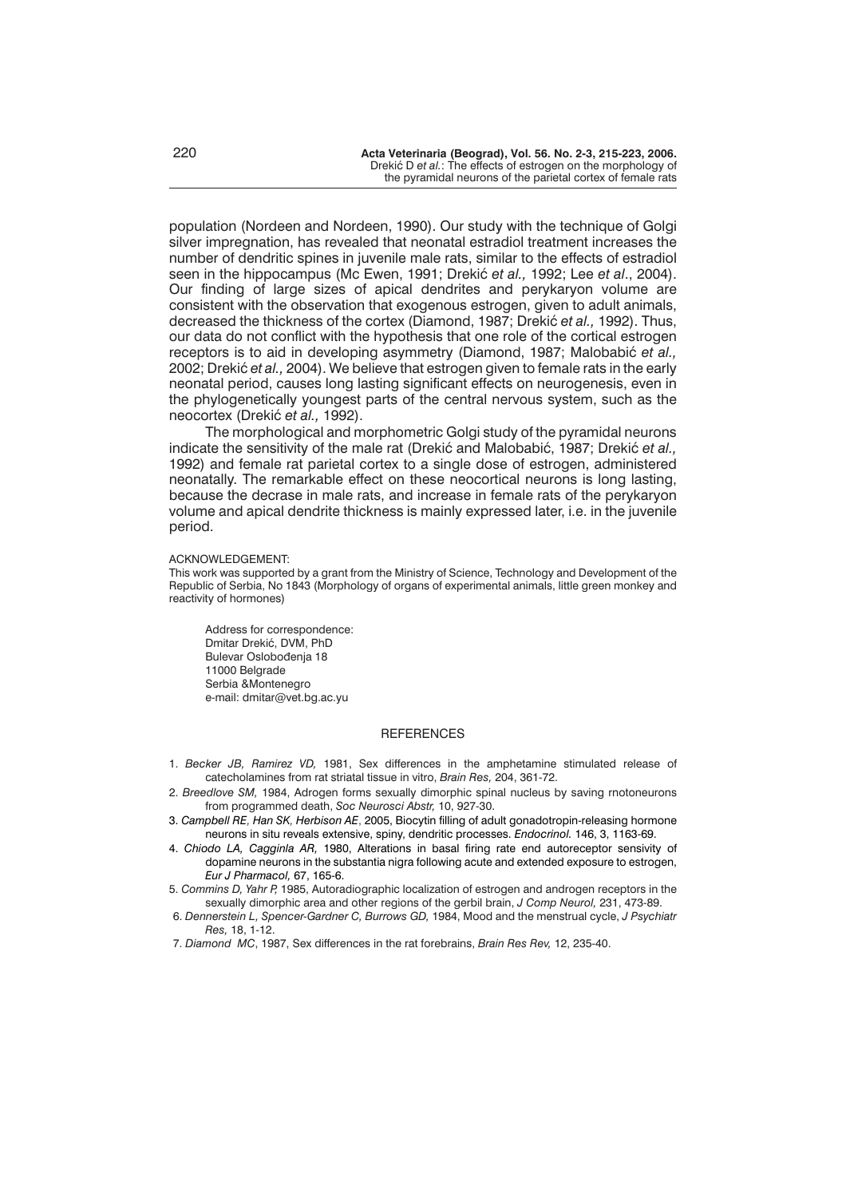population (Nordeen and Nordeen, 1990). Our study with the technique of Golgi silver impregnation, has revealed that neonatal estradiol treatment increases the number of dendritic spines in juvenile male rats, similar to the effects of estradiol seen in the hippocampus (Mc Ewen, 1991; Drekić *et al.,* 1992; Lee *et al*., 2004). Our finding of large sizes of apical dendrites and perykaryon volume are consistent with the observation that exogenous estrogen, given to adult animals, decreased the thickness of the cortex (Diamond, 1987; Drekić *et al.,* 1992). Thus, our data do not conflict with the hypothesis that one role of the cortical estrogen receptors is to aid in developing asymmetry (Diamond, 1987; Malobabić *et al.,* 2002; Drekić *et al.,* 2004). We believe that estrogen given to female rats in the early neonatal period, causes long lasting significant effects on neurogenesis, even in the phylogenetically youngest parts of the central nervous system, such as the neocortex (Drekić *et al.,* 1992).

The morphological and morphometric Golgi study of the pyramidal neurons indicate the sensitivity of the male rat (Drekić and Malobabić, 1987; Drekić *et al.,* 1992) and female rat parietal cortex to a single dose of estrogen, administered neonatally. The remarkable effect on these neocortical neurons is long lasting, because the decrase in male rats, and increase in female rats of the perykaryon volume and apical dendrite thickness is mainly expressed later, i.e. in the juvenile period.

ACKNOWLEDGEMENT:

This work was supported by a grant from the Ministry of Science, Technology and Development of the Republic of Serbia, No 1843 (Morphology of organs of experimental animals, little green monkey and reactivity of hormones)

Address for correspondence:
Dmitar Drekić, DVM, PhD
Bulevar Oslobođenja 18
11000 Belgrade
Serbia &Montenegro
e-mail: dmitar@vet.bg.ac.yu

## REFERENCES

1. *Becker JB, Ramirez VD,* 1981, Sex differences in the amphetamine stimulated release of catecholamines from rat striatal tissue in vitro, *Brain Res,* 204, 361-72.
2. *Breedlove SM,* 1984, Adrogen forms sexually dimorphic spinal nucleus by saving rnotoneurons from programmed death, *Soc Neurosci Abstr,* 10, 927-30.
3. *Campbell RE, Han SK, Herbison AE*, 2005, Biocytin filling of adult gonadotropin-releasing hormone neurons in situ reveals extensive, spiny, dendritic processes. *Endocrinol.* 146, 3, 1163-69.
4. *Chiodo LA, Cagginla AR,* 1980, Alterations in basal firing rate end autoreceptor sensivity of dopamine neurons in the substantia nigra following acute and extended exposure to estrogen, *Eur J Pharmacol,* 67, 165-6.
5. *Commins D, Yahr P,* 1985, Autoradiographic localization of estrogen and androgen receptors in the sexually dimorphic area and other regions of the gerbil brain, *J Comp Neurol,* 231, 473-89.
6. *Dennerstein L, Spencer-Gardner C, Burrows GD,* 1984, Mood and the menstrual cycle, *J Psychiatr Res,* 18, 1-12.
7. *Diamond MC*, 1987, Sex differences in the rat forebrains, *Brain Res Rev,* 12, 235-40.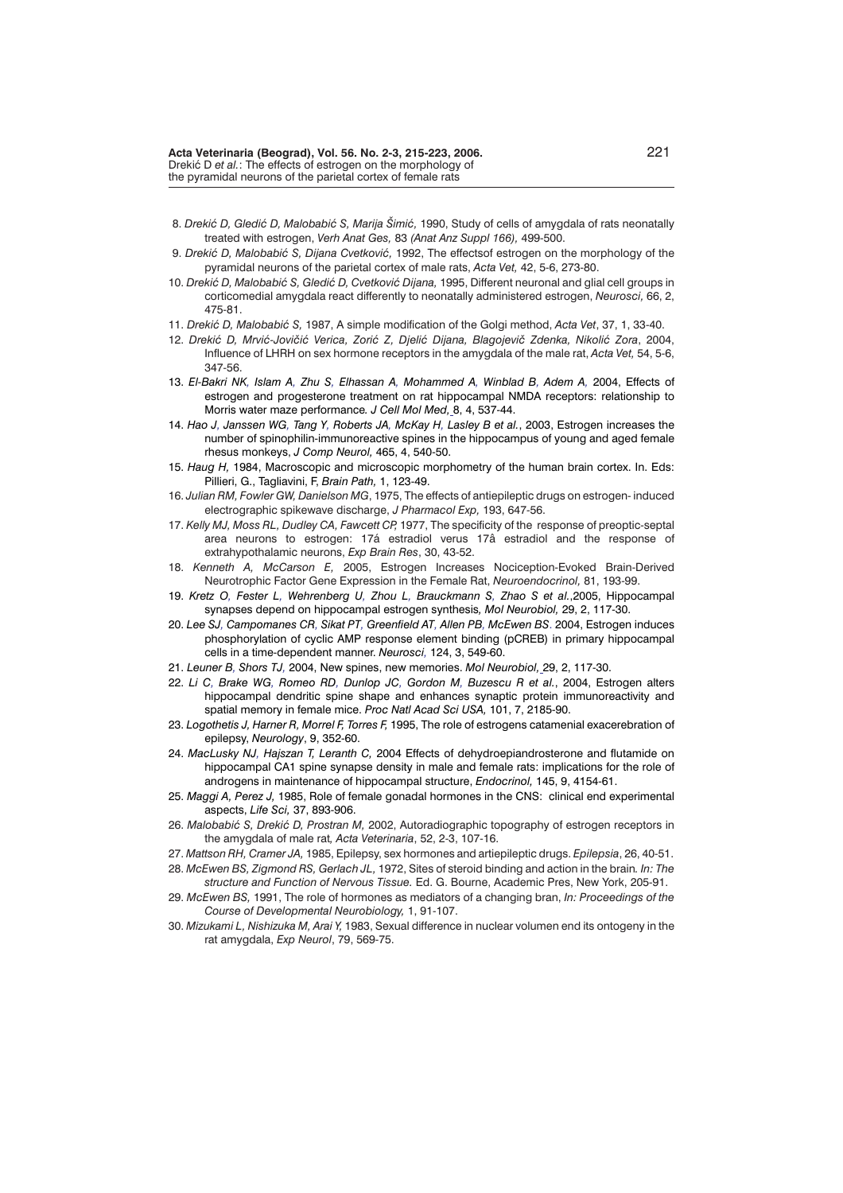8. *Drekić D, Gledić D, Malobabić S, Marija Šimić,* 1990, Study of cells of amygdala of rats neonatally treated with estrogen, *Verh Anat Ges,* 83 *(Anat Anz Suppl 166),* 499-500.

9. *Drekić D, Malobabić S, Dijana Cvetković,* 1992, The effectsof estrogen on the morphology of the pyramidal neurons of the parietal cortex of male rats, *Acta Vet,* 42, 5-6, 273-80.

10. *Drekić D, Malobabić S, Gledić D, Cvetković Dijana,* 1995, Different neuronal and glial cell groups in corticomedial amygdala react differently to neonatally administered estrogen, *Neurosci,* 66, 2, 475-81.

11. *Drekić D, Malobabić S,* 1987, A simple modification of the Golgi method, *Acta Vet*, 37, 1, 33-40.

12. *Drekić D, Mrvić-Jovičić Verica, Zorić Z, Djelić Dijana, Blagojevič Zdenka, Nikolić Zora*, 2004, Influence of LHRH on sex hormone receptors in the amygdala of the male rat, *Acta Vet,* 54, 5-6, 347-56.

13. *El-Bakri NK, Islam A, Zhu S, Elhassan A, Mohammed A, Winblad B, Adem A,* 2004, Effects of estrogen and progesterone treatment on rat hippocampal NMDA receptors: relationship to Morris water maze performance*. J Cell Mol Med,* 8, 4, 537-44.

14. *Hao J, Janssen WG, Tang Y, Roberts JA, McKay H, Lasley B et al.*, 2003, Estrogen increases the number of spinophilin-immunoreactive spines in the hippocampus of young and aged female rhesus monkeys, *J Comp Neurol,* 465, 4, 540-50.

15. *Haug H,* 1984, Macroscopic and microscopic morphometry of the human brain cortex. In. Eds: Pillieri, G., Tagliavini, F, *Brain Path,* 1, 123-49.

16. *Julian RM, Fowler GW, Danielson MG*, 1975, The effects of antiepileptic drugs on estrogen- induced electrographic spikewave discharge, *J Pharmacol Exp,* 193, 647-56.

17. *Kelly MJ, Moss RL, Dudley CA, Fawcett CP,* 1977, The specificity of the response of preoptic-septal area neurons to estrogen: 17á estradiol verus 17â estradiol and the response of extrahypothalamic neurons, *Exp Brain Res*, 30, 43-52.

18. *Kenneth A, McCarson E,* 2005, Estrogen Increases Nociception-Evoked Brain-Derived Neurotrophic Factor Gene Expression in the Female Rat, *Neuroendocrinol,* 81, 193-99.

19. *Kretz O, Fester L, Wehrenberg U, Zhou L, Brauckmann S, Zhao S et al.*,2005, Hippocampal synapses depend on hippocampal estrogen synthesis*, Mol Neurobiol,* 29, 2, 117-30.

20. *Lee SJ, Campomanes CR, Sikat PT, Greenfield AT, Allen PB, McEwen BS*. 2004, Estrogen induces phosphorylation of cyclic AMP response element binding (pCREB) in primary hippocampal cells in a time-dependent manner. *Neurosci,* 124, 3, 549-60.

21. *Leuner B, Shors TJ,* 2004, New spines, new memories. *Mol Neurobiol,* 29, 2, 117-30.

22. *Li C, Brake WG, Romeo RD, Dunlop JC, Gordon M, Buzescu R et al.*, 2004, Estrogen alters hippocampal dendritic spine shape and enhances synaptic protein immunoreactivity and spatial memory in female mice. *Proc Natl Acad Sci USA,* 101, 7, 2185-90.

23. *Logothetis J, Harner R, Morrel F, Torres F,* 1995, The role of estrogens catamenial exacerebration of epilepsy, *Neurology*, 9, 352-60.

24. *MacLusky NJ, Hajszan T, Leranth C,* 2004 Effects of dehydroepiandrosterone and flutamide on hippocampal CA1 spine synapse density in male and female rats: implications for the role of androgens in maintenance of hippocampal structure, *Endocrinol,* 145, 9, 4154-61.

25. *Maggi A, Perez J,* 1985, Role of female gonadal hormones in the CNS: clinical end experimental aspects, *Life Sci,* 37, 893-906.

26. *Malobabić S, Drekić D, Prostran M,* 2002, Autoradiographic topography of estrogen receptors in the amygdala of male rat*, Acta Veterinaria*, 52, 2-3, 107-16.

27. *Mattson RH, Cramer JA,* 1985, Epilepsy, sex hormones and artiepileptic drugs. *Epilepsia*, 26, 40-51.

28. *McEwen BS, Zigmond RS, Gerlach JL,* 1972, Sites of steroid binding and action in the brain*. In: The structure and Function of Nervous Tissue.* Ed. G. Bourne, Academic Pres, New York, 205-91.

29. *McEwen BS,* 1991, The role of hormones as mediators of a changing bran, *In: Proceedings of the Course of Developmental Neurobiology,* 1, 91-107.

30. *Mizukami L, Nishizuka M, Arai Y,* 1983, Sexual difference in nuclear volumen end its ontogeny in the rat amygdala, *Exp Neurol*, 79, 569-75.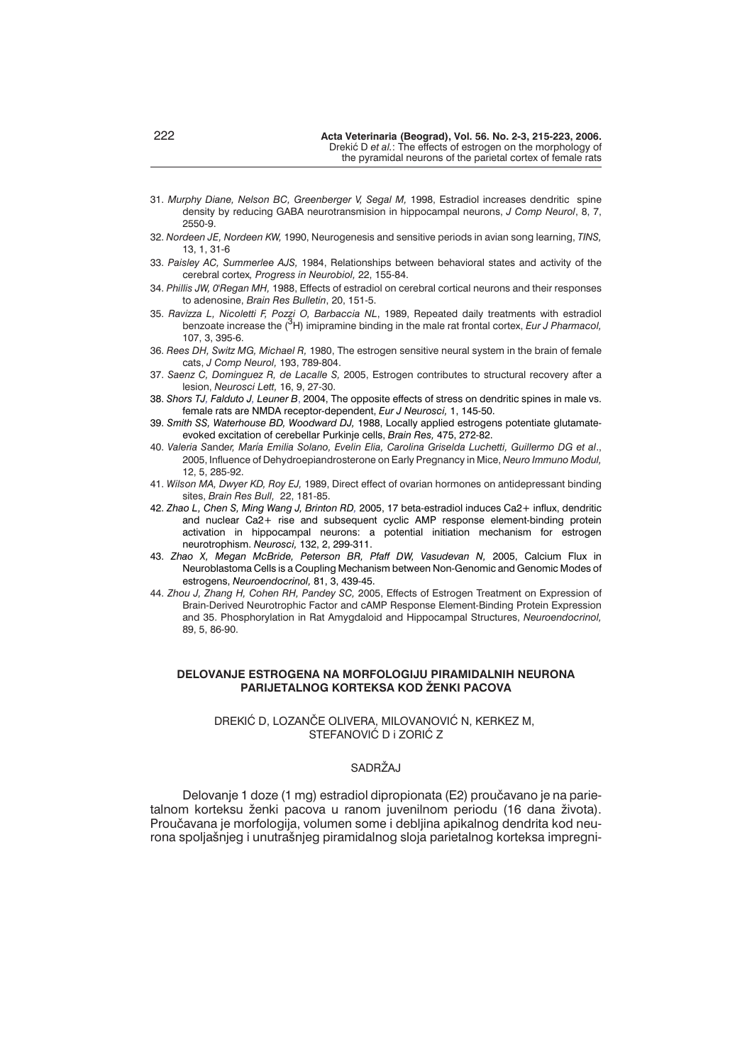31. *Murphy Diane, Nelson BC, Greenberger V, Segal M,* 1998, Estradiol increases dendritic spine density by reducing GABA neurotransmision in hippocampal neurons, *J Comp Neurol*, 8, 7, 2550-9.
32. *Nordeen JE, Nordeen KW,* 1990, Neurogenesis and sensitive periods in avian song learning, *TINS,* 13, 1, 31-6
33. *Paisley AC, Summerlee AJS,* 1984, Relationships between behavioral states and activity of the cerebral cortex, *Progress in Neurobiol,* 22, 155-84.
34. *Phillis JW, 0'Regan MH,* 1988, Effects of estradiol on cerebral cortical neurons and their responses to adenosine, *Brain Res Bulletin*, 20, 151-5.
35. *Ravizza L, Nicoletti F, Pozzi O, Barbaccia NL*, 1989, Repeated daily treatments with estradiol benzoate increase the ($^3$H) imipramine binding in the male rat frontal cortex, *Eur J Pharmacol,* 107, 3, 395-6.
36. *Rees DH, Switz MG, Michael R,* 1980, The estrogen sensitive neural system in the brain of female cats, *J Comp Neurol,* 193, 789-804.
37. *Saenz C, Dominguez R, de Lacalle S,* 2005, Estrogen contributes to structural recovery after a lesion, *Neurosci Lett,* 16, 9, 27-30.
38. *Shors TJ, Falduto J, Leuner B*, 2004, The opposite effects of stress on dendritic spines in male vs. female rats are NMDA receptor-dependent, *Eur J Neurosci,* 1, 145-50.
39. *Smith SS, Waterhouse BD, Woodward DJ,* 1988, Locally applied estrogens potentiate glutamate-evoked excitation of cerebellar Purkinje cells, *Brain Res,* 475, 272-82.
40. *Valeria Sander, María Emilia Solano, Evelin Elia, Carolina Griselda Luchetti, Guillermo DG et al*., 2005, Influence of Dehydroepiandrosterone on Early Pregnancy in Mice, *Neuro Immuno Modul,* 12, 5, 285-92.
41. *Wilson MA, Dwyer KD, Roy EJ,* 1989, Direct effect of ovarian hormones on antidepressant binding sites, *Brain Res Bull,* 22, 181-85.
42. *Zhao L, Chen S, Ming Wang J, Brinton RD,* 2005, 17 beta-estradiol induces Ca2+ influx, dendritic and nuclear Ca2+ rise and subsequent cyclic AMP response element-binding protein activation in hippocampal neurons: a potential initiation mechanism for estrogen neurotrophism. *Neurosci,* 132, 2, 299-311.
43. *Zhao X, Megan McBride, Peterson BR, Pfaff DW, Vasudevan N,* 2005, Calcium Flux in Neuroblastoma Cells is a Coupling Mechanism between Non-Genomic and Genomic Modes of estrogens, *Neuroendocrinol,* 81, 3, 439-45.
44. *Zhou J, Zhang H, Cohen RH, Pandey SC,* 2005, Effects of Estrogen Treatment on Expression of Brain-Derived Neurotrophic Factor and cAMP Response Element-Binding Protein Expression and 35. Phosphorylation in Rat Amygdaloid and Hippocampal Structures, *Neuroendocrinol,* 89, 5, 86-90.

## DELOVANJE ESTROGENA NA MORFOLOGIJU PIRAMIDALNIH NEURONA PARIJETALNOG KORTEKSA KOD ŽENKI PACOVA

DREKIĆ D, LOZANČE OLIVERA, MILOVANOVIĆ N, KERKEZ M, STEFANOVIĆ D i ZORIĆ Z

### SADRŽAJ

Delovanje 1 doze (1 mg) estradiol dipropionata (E2) proučavano je na parietalnom korteksu ženki pacova u ranom juvenilnom periodu (16 dana života). Proučavana je morfologija, volumen some i debljina apikalnog dendrita kod neurona spoljašnjeg i unutrašnjeg piramidalnog sloja parietalnog korteksa impregni-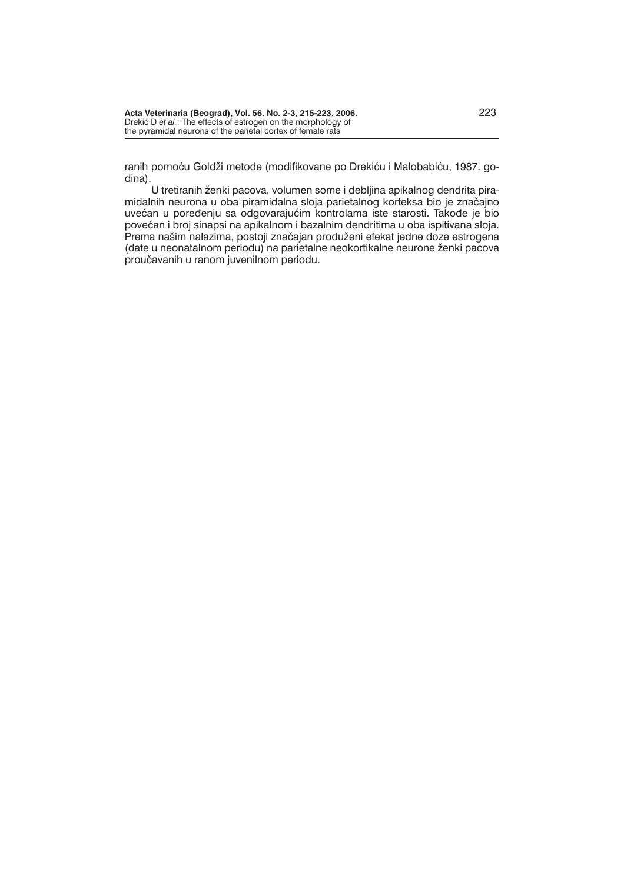ranih pomoću Goldži metode (modifikovane po Drekiću i Malobabiću, 1987. godina).

U tretiranih ženki pacova, volumen some i debljina apikalnog dendrita piramidalnih neurona u oba piramidalna sloja parietalnog korteksa bio je značajno uvećan u poređenju sa odgovarajućim kontrolama iste starosti. Takođe je bio povećan i broj sinapsi na apikalnom i bazalnim dendritima u oba ispitivana sloja. Prema našim nalazima, postoji značajan produženi efekat jedne doze estrogena (date u neonatalnom periodu) na parietalne neokortikalne neurone ženki pacova proučavanih u ranom juvenilnom periodu.